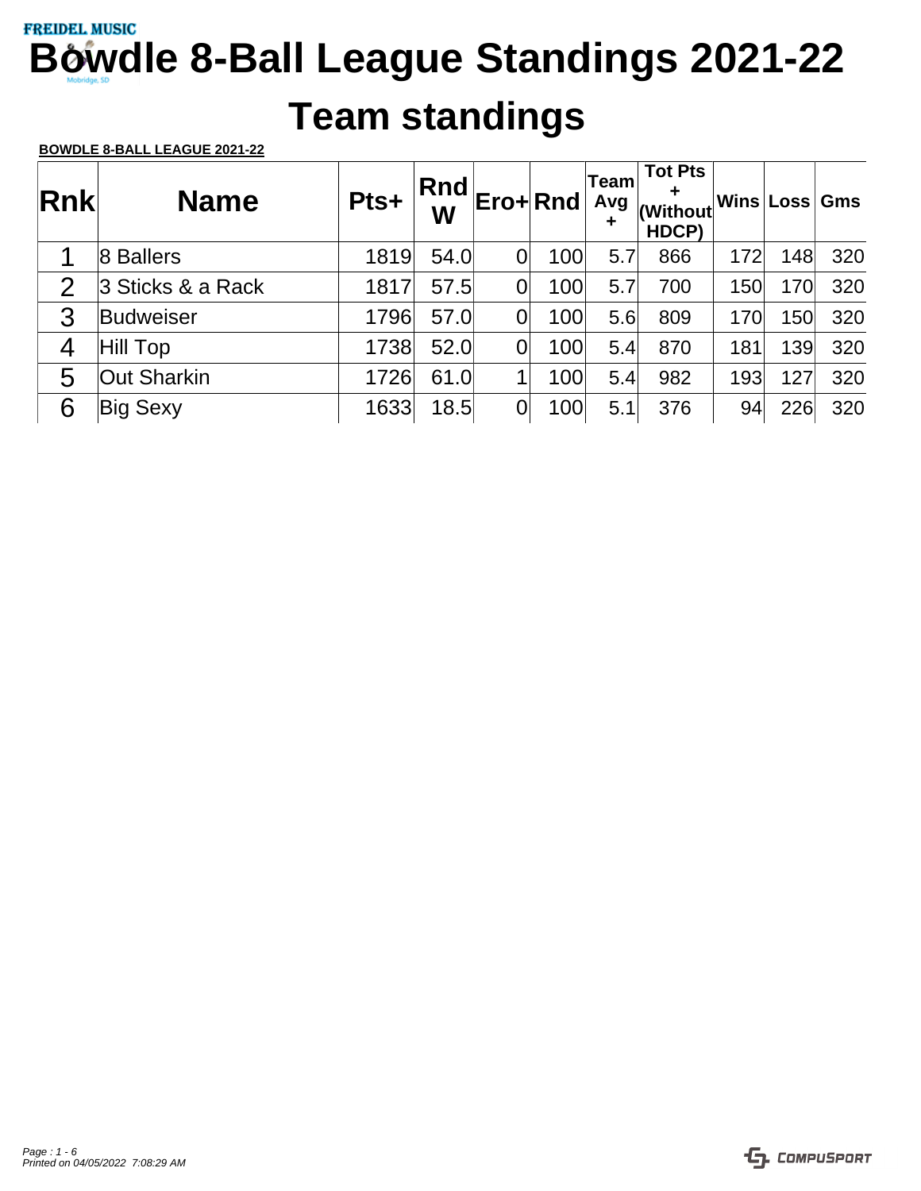FREIDEL MUSIC

# Bowdle 8-Ball League Standings 2021-22

# Team standings

**BOWDLE 8-BALL LEAGUE 2021-22**

| Rnk | Name | Pts+ | Rnd W | Ero+ | Rnd | Team Avg + | Tot Pts + (Without HDCP) | Wins | Loss | Gms |
|---|---|---|---|---|---|---|---|---|---|---|
| 1 | 8 Ballers | 1819 | 54.0 | 0 | 100 | 5.7 | 866 | 172 | 148 | 320 |
| 2 | 3 Sticks & a Rack | 1817 | 57.5 | 0 | 100 | 5.7 | 700 | 150 | 170 | 320 |
| 3 | Budweiser | 1796 | 57.0 | 0 | 100 | 5.6 | 809 | 170 | 150 | 320 |
| 4 | Hill Top | 1738 | 52.0 | 0 | 100 | 5.4 | 870 | 181 | 139 | 320 |
| 5 | Out Sharkin | 1726 | 61.0 | 1 | 100 | 5.4 | 982 | 193 | 127 | 320 |
| 6 | Big Sexy | 1633 | 18.5 | 0 | 100 | 5.1 | 376 | 94 | 226 | 320 |

*Printed on 04/05/2022 7:08:29 AM*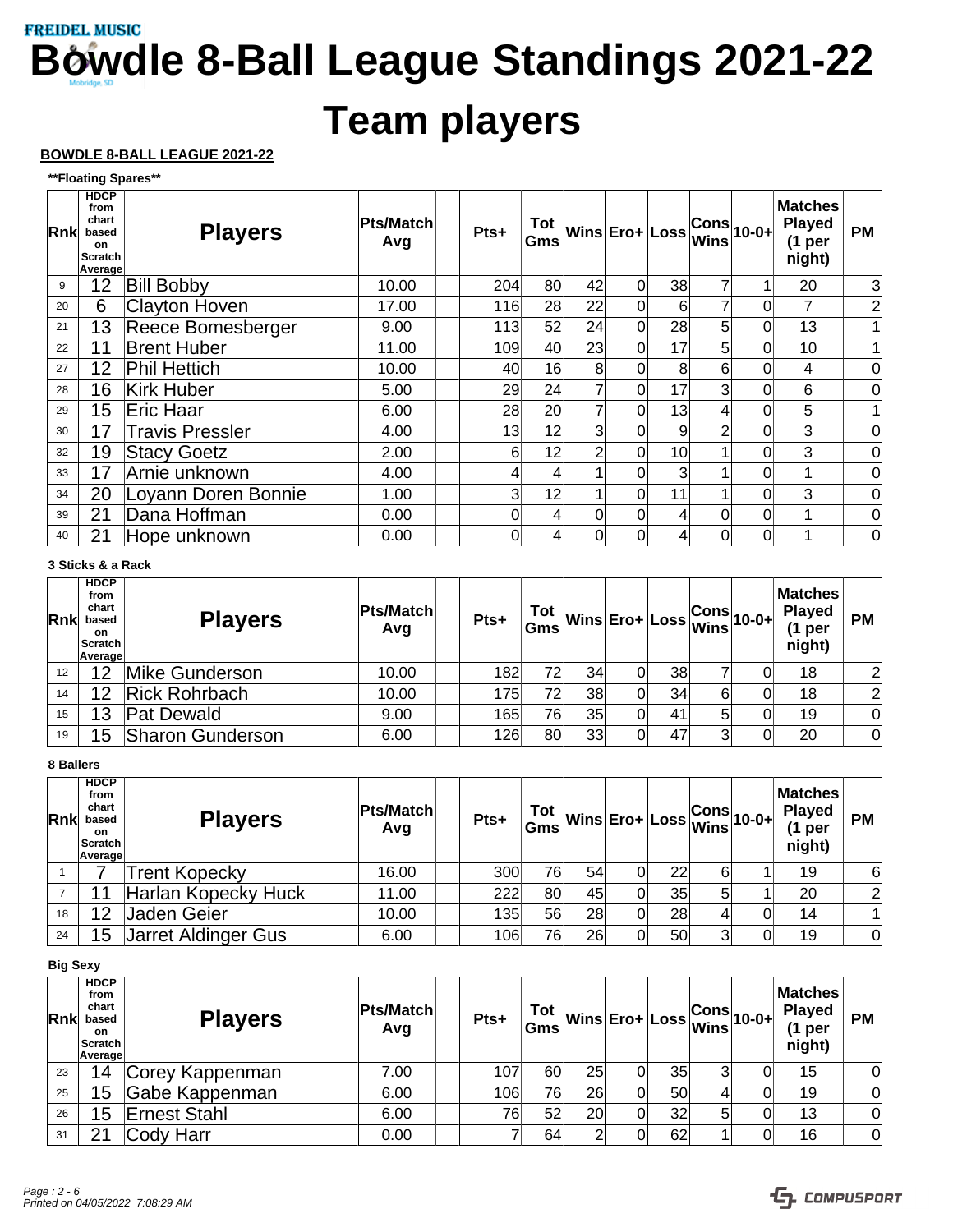FREIDEL MUSIC

# Bowdle 8-Ball League Standings 2021-22

# Team players

**BOWDLE 8-BALL LEAGUE 2021-22**

**\*\*Floating Spares\*\***

| Rnk | HDCP from chart based on Scratch Average | Players | Pts/Match Avg | | Pts+ | Tot Gms | Wins | Ero+ | Loss | Cons Wins | 10-0+ | Matches Played (1 per night) | PM |
|---|---|---|---|---|---|---|---|---|---|---|---|---|---|
| 9 | 12 | Bill Bobby | 10.00 | | 204 | 80 | 42 | 0 | 38 | 7 | 1 | 20 | 3 |
| 20 | 6 | Clayton Hoven | 17.00 | | 116 | 28 | 22 | 0 | 6 | 7 | 0 | 7 | 2 |
| 21 | 13 | Reece Bomesberger | 9.00 | | 113 | 52 | 24 | 0 | 28 | 5 | 0 | 13 | 1 |
| 22 | 11 | Brent Huber | 11.00 | | 109 | 40 | 23 | 0 | 17 | 5 | 0 | 10 | 1 |
| 27 | 12 | Phil Hettich | 10.00 | | 40 | 16 | 8 | 0 | 8 | 6 | 0 | 4 | 0 |
| 28 | 16 | Kirk Huber | 5.00 | | 29 | 24 | 7 | 0 | 17 | 3 | 0 | 6 | 0 |
| 29 | 15 | Eric Haar | 6.00 | | 28 | 20 | 7 | 0 | 13 | 4 | 0 | 5 | 1 |
| 30 | 17 | Travis Pressler | 4.00 | | 13 | 12 | 3 | 0 | 9 | 2 | 0 | 3 | 0 |
| 32 | 19 | Stacy Goetz | 2.00 | | 6 | 12 | 2 | 0 | 10 | 1 | 0 | 3 | 0 |
| 33 | 17 | Arnie unknown | 4.00 | | 4 | 4 | 1 | 0 | 3 | 1 | 0 | 1 | 0 |
| 34 | 20 | Loyann Doren Bonnie | 1.00 | | 3 | 12 | 1 | 0 | 11 | 1 | 0 | 3 | 0 |
| 39 | 21 | Dana Hoffman | 0.00 | | 0 | 4 | 0 | 0 | 4 | 0 | 0 | 1 | 0 |
| 40 | 21 | Hope unknown | 0.00 | | 0 | 4 | 0 | 0 | 4 | 0 | 0 | 1 | 0 |

**3 Sticks & a Rack**

| Rnk | HDCP from chart based on Scratch Average | Players | Pts/Match Avg | | Pts+ | Tot Gms | Wins | Ero+ | Loss | Cons Wins | 10-0+ | Matches Played (1 per night) | PM |
|---|---|---|---|---|---|---|---|---|---|---|---|---|---|
| 12 | 12 | Mike Gunderson | 10.00 | | 182 | 72 | 34 | 0 | 38 | 7 | 0 | 18 | 2 |
| 14 | 12 | Rick Rohrbach | 10.00 | | 175 | 72 | 38 | 0 | 34 | 6 | 0 | 18 | 2 |
| 15 | 13 | Pat Dewald | 9.00 | | 165 | 76 | 35 | 0 | 41 | 5 | 0 | 19 | 0 |
| 19 | 15 | Sharon Gunderson | 6.00 | | 126 | 80 | 33 | 0 | 47 | 3 | 0 | 20 | 0 |

**8 Ballers**

| Rnk | HDCP from chart based on Scratch Average | Players | Pts/Match Avg | | Pts+ | Tot Gms | Wins | Ero+ | Loss | Cons Wins | 10-0+ | Matches Played (1 per night) | PM |
|---|---|---|---|---|---|---|---|---|---|---|---|---|---|
| 1 | 7 | Trent Kopecky | 16.00 | | 300 | 76 | 54 | 0 | 22 | 6 | 1 | 19 | 6 |
| 7 | 11 | Harlan Kopecky Huck | 11.00 | | 222 | 80 | 45 | 0 | 35 | 5 | 1 | 20 | 2 |
| 18 | 12 | Jaden Geier | 10.00 | | 135 | 56 | 28 | 0 | 28 | 4 | 0 | 14 | 1 |
| 24 | 15 | Jarret Aldinger Gus | 6.00 | | 106 | 76 | 26 | 0 | 50 | 3 | 0 | 19 | 0 |

**Big Sexy**

| Rnk | HDCP from chart based on Scratch Average | Players | Pts/Match Avg | | Pts+ | Tot Gms | Wins | Ero+ | Loss | Cons Wins | 10-0+ | Matches Played (1 per night) | PM |
|---|---|---|---|---|---|---|---|---|---|---|---|---|---|
| 23 | 14 | Corey Kappenman | 7.00 | | 107 | 60 | 25 | 0 | 35 | 3 | 0 | 15 | 0 |
| 25 | 15 | Gabe Kappenman | 6.00 | | 106 | 76 | 26 | 0 | 50 | 4 | 0 | 19 | 0 |
| 26 | 15 | Ernest Stahl | 6.00 | | 76 | 52 | 20 | 0 | 32 | 5 | 0 | 13 | 0 |
| 31 | 21 | Cody Harr | 0.00 | | 7 | 64 | 2 | 0 | 62 | 1 | 0 | 16 | 0 |

*Printed on 04/05/2022 7:08:29 AM*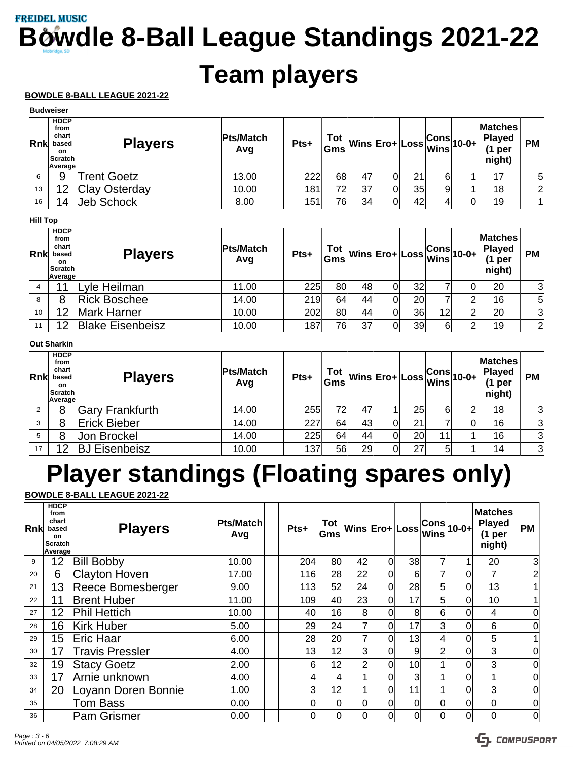FREIDEL MUSIC

# Bowdle 8-Ball League Standings 2021-22

# Team players

**BOWDLE 8-BALL LEAGUE 2021-22**

**Budweiser**

| Rnk | HDCP from chart based on Scratch Average | Players | Pts/Match Avg | | Pts+ | Tot Gms | Wins | Ero+ | Loss | Cons Wins | 10-0+ | Matches Played (1 per night) | PM |
|---|---|---|---|---|---|---|---|---|---|---|---|---|---|
| 6 | 9 | Trent Goetz | 13.00 | | 222 | 68 | 47 | 0 | 21 | 6 | 1 | 17 | 5 |
| 13 | 12 | Clay Osterday | 10.00 | | 181 | 72 | 37 | 0 | 35 | 9 | 1 | 18 | 2 |
| 16 | 14 | Jeb Schock | 8.00 | | 151 | 76 | 34 | 0 | 42 | 4 | 0 | 19 | 1 |

**Hill Top**

| Rnk | HDCP from chart based on Scratch Average | Players | Pts/Match Avg | | Pts+ | Tot Gms | Wins | Ero+ | Loss | Cons Wins | 10-0+ | Matches Played (1 per night) | PM |
|---|---|---|---|---|---|---|---|---|---|---|---|---|---|
| 4 | 11 | Lyle Heilman | 11.00 | | 225 | 80 | 48 | 0 | 32 | 7 | 0 | 20 | 3 |
| 8 | 8 | Rick Boschee | 14.00 | | 219 | 64 | 44 | 0 | 20 | 7 | 2 | 16 | 5 |
| 10 | 12 | Mark Harner | 10.00 | | 202 | 80 | 44 | 0 | 36 | 12 | 2 | 20 | 3 |
| 11 | 12 | Blake Eisenbeisz | 10.00 | | 187 | 76 | 37 | 0 | 39 | 6 | 2 | 19 | 2 |

**Out Sharkin**

| Rnk | HDCP from chart based on Scratch Average | Players | Pts/Match Avg | | Pts+ | Tot Gms | Wins | Ero+ | Loss | Cons Wins | 10-0+ | Matches Played (1 per night) | PM |
|---|---|---|---|---|---|---|---|---|---|---|---|---|---|
| 2 | 8 | Gary Frankfurth | 14.00 | | 255 | 72 | 47 | 1 | 25 | 6 | 2 | 18 | 3 |
| 3 | 8 | Erick Bieber | 14.00 | | 227 | 64 | 43 | 0 | 21 | 7 | 0 | 16 | 3 |
| 5 | 8 | Jon Brockel | 14.00 | | 225 | 64 | 44 | 0 | 20 | 11 | 1 | 16 | 3 |
| 17 | 12 | BJ Eisenbeisz | 10.00 | | 137 | 56 | 29 | 0 | 27 | 5 | 1 | 14 | 3 |

# Player standings (Floating spares only)

**BOWDLE 8-BALL LEAGUE 2021-22**

| Rnk | HDCP from chart based on Scratch Average | Players | Pts/Match Avg | | Pts+ | Tot Gms | Wins | Ero+ | Loss | Cons Wins | 10-0+ | Matches Played (1 per night) | PM |
|---|---|---|---|---|---|---|---|---|---|---|---|---|---|
| 9 | 12 | Bill Bobby | 10.00 | | 204 | 80 | 42 | 0 | 38 | 7 | 1 | 20 | 3 |
| 20 | 6 | Clayton Hoven | 17.00 | | 116 | 28 | 22 | 0 | 6 | 7 | 0 | 7 | 2 |
| 21 | 13 | Reece Bomesberger | 9.00 | | 113 | 52 | 24 | 0 | 28 | 5 | 0 | 13 | 1 |
| 22 | 11 | Brent Huber | 11.00 | | 109 | 40 | 23 | 0 | 17 | 5 | 0 | 10 | 1 |
| 27 | 12 | Phil Hettich | 10.00 | | 40 | 16 | 8 | 0 | 8 | 6 | 0 | 4 | 0 |
| 28 | 16 | Kirk Huber | 5.00 | | 29 | 24 | 7 | 0 | 17 | 3 | 0 | 6 | 0 |
| 29 | 15 | Eric Haar | 6.00 | | 28 | 20 | 7 | 0 | 13 | 4 | 0 | 5 | 1 |
| 30 | 17 | Travis Pressler | 4.00 | | 13 | 12 | 3 | 0 | 9 | 2 | 0 | 3 | 0 |
| 32 | 19 | Stacy Goetz | 2.00 | | 6 | 12 | 2 | 0 | 10 | 1 | 0 | 3 | 0 |
| 33 | 17 | Arnie unknown | 4.00 | | 4 | 4 | 1 | 0 | 3 | 1 | 0 | 1 | 0 |
| 34 | 20 | Loyann Doren Bonnie | 1.00 | | 3 | 12 | 1 | 0 | 11 | 1 | 0 | 3 | 0 |
| 35 | | Tom Bass | 0.00 | | 0 | 0 | 0 | 0 | 0 | 0 | 0 | 0 | 0 |
| 36 | | Pam Grismer | 0.00 | | 0 | 0 | 0 | 0 | 0 | 0 | 0 | 0 | 0 |

*Printed on 04/05/2022 7:08:29 AM*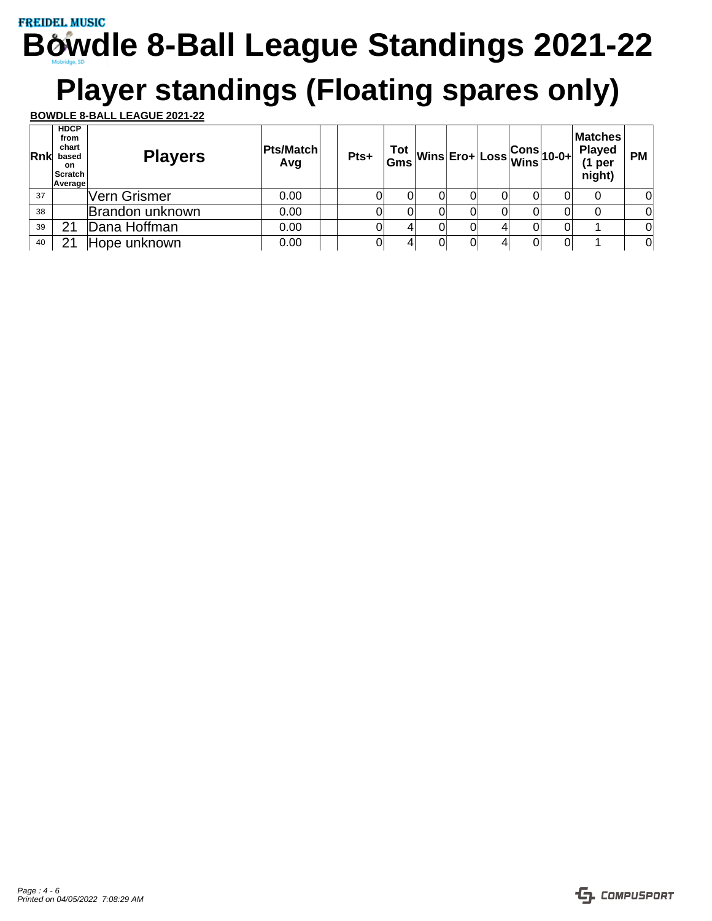FREIDEL MUSIC

# Bowdle 8-Ball League Standings 2021-22

# Player standings (Floating spares only)

**BOWDLE 8-BALL LEAGUE 2021-22**

| Rnk | HDCP from chart based on Scratch Average | Players | Pts/Match Avg | | Pts+ | Tot Gms | Wins | Ero+ | Loss | Cons Wins | 10-0+ | Matches Played (1 per night) | PM |
|---|---|---|---|---|---|---|---|---|---|---|---|---|---|
| 37 | | Vern Grismer | 0.00 | | 0 | 0 | 0 | 0 | 0 | 0 | 0 | 0 | 0 |
| 38 | | Brandon unknown | 0.00 | | 0 | 0 | 0 | 0 | 0 | 0 | 0 | 0 | 0 |
| 39 | 21 | Dana Hoffman | 0.00 | | 0 | 4 | 0 | 0 | 4 | 0 | 0 | 1 | 0 |
| 40 | 21 | Hope unknown | 0.00 | | 0 | 4 | 0 | 0 | 4 | 0 | 0 | 1 | 0 |

*Printed on 04/05/2022 7:08:29 AM*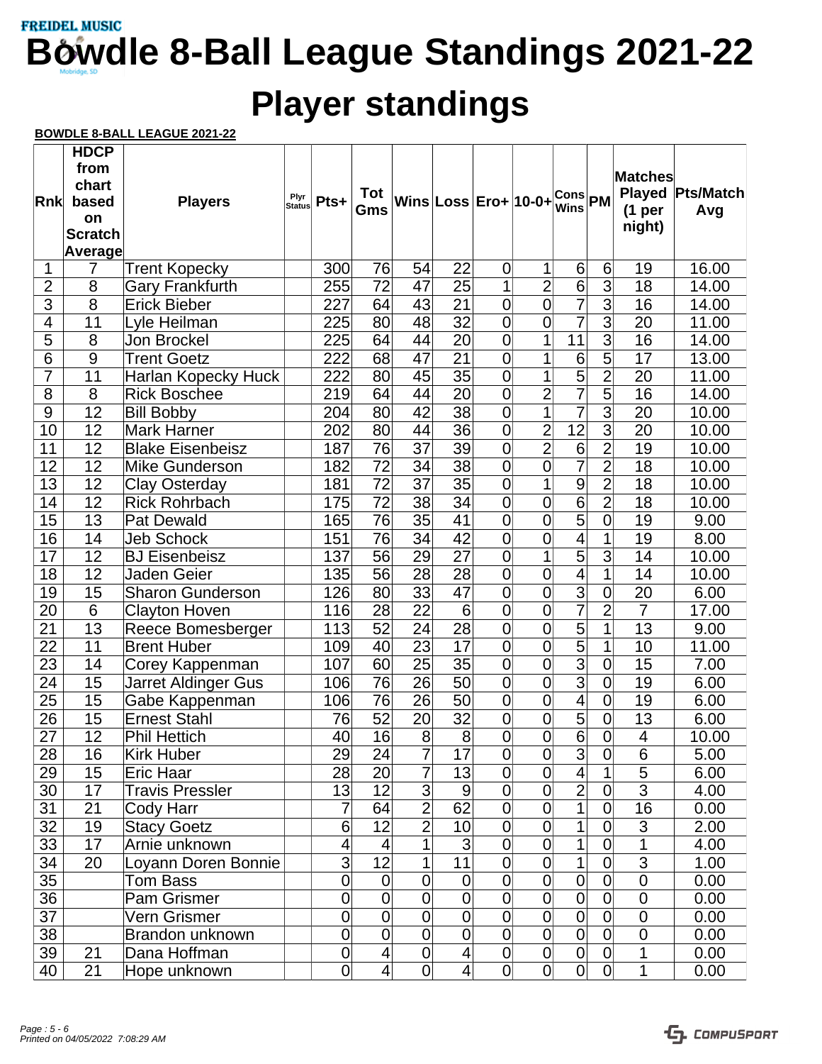FREIDEL MUSIC

# Bowdle 8-Ball League Standings 2021-22

# Player standings

**BOWDLE 8-BALL LEAGUE 2021-22**

| Rnk | HDCP from chart based on Scratch Average | Players | Plyr Status | Pts+ | Tot Gms | Wins | Loss | Ero+ | 10-0+ | Cons Wins | PM | Matches Played (1 per night) | Pts/Match Avg |
|---|---|---|---|---|---|---|---|---|---|---|---|---|---|
| 1 | 7 | Trent Kopecky | | 300 | 76 | 54 | 22 | 0 | 1 | 6 | 6 | 19 | 16.00 |
| 2 | 8 | Gary Frankfurth | | 255 | 72 | 47 | 25 | 1 | 2 | 6 | 3 | 18 | 14.00 |
| 3 | 8 | Erick Bieber | | 227 | 64 | 43 | 21 | 0 | 0 | 7 | 3 | 16 | 14.00 |
| 4 | 11 | Lyle Heilman | | 225 | 80 | 48 | 32 | 0 | 0 | 7 | 3 | 20 | 11.00 |
| 5 | 8 | Jon Brockel | | 225 | 64 | 44 | 20 | 0 | 1 | 11 | 3 | 16 | 14.00 |
| 6 | 9 | Trent Goetz | | 222 | 68 | 47 | 21 | 0 | 1 | 6 | 5 | 17 | 13.00 |
| 7 | 11 | Harlan Kopecky Huck | | 222 | 80 | 45 | 35 | 0 | 1 | 5 | 2 | 20 | 11.00 |
| 8 | 8 | Rick Boschee | | 219 | 64 | 44 | 20 | 0 | 2 | 7 | 5 | 16 | 14.00 |
| 9 | 12 | Bill Bobby | | 204 | 80 | 42 | 38 | 0 | 1 | 7 | 3 | 20 | 10.00 |
| 10 | 12 | Mark Harner | | 202 | 80 | 44 | 36 | 0 | 2 | 12 | 3 | 20 | 10.00 |
| 11 | 12 | Blake Eisenbeisz | | 187 | 76 | 37 | 39 | 0 | 2 | 6 | 2 | 19 | 10.00 |
| 12 | 12 | Mike Gunderson | | 182 | 72 | 34 | 38 | 0 | 0 | 7 | 2 | 18 | 10.00 |
| 13 | 12 | Clay Osterday | | 181 | 72 | 37 | 35 | 0 | 1 | 9 | 2 | 18 | 10.00 |
| 14 | 12 | Rick Rohrbach | | 175 | 72 | 38 | 34 | 0 | 0 | 6 | 2 | 18 | 10.00 |
| 15 | 13 | Pat Dewald | | 165 | 76 | 35 | 41 | 0 | 0 | 5 | 0 | 19 | 9.00 |
| 16 | 14 | Jeb Schock | | 151 | 76 | 34 | 42 | 0 | 0 | 4 | 1 | 19 | 8.00 |
| 17 | 12 | BJ Eisenbeisz | | 137 | 56 | 29 | 27 | 0 | 1 | 5 | 3 | 14 | 10.00 |
| 18 | 12 | Jaden Geier | | 135 | 56 | 28 | 28 | 0 | 0 | 4 | 1 | 14 | 10.00 |
| 19 | 15 | Sharon Gunderson | | 126 | 80 | 33 | 47 | 0 | 0 | 3 | 0 | 20 | 6.00 |
| 20 | 6 | Clayton Hoven | | 116 | 28 | 22 | 6 | 0 | 0 | 7 | 2 | 7 | 17.00 |
| 21 | 13 | Reece Bomesberger | | 113 | 52 | 24 | 28 | 0 | 0 | 5 | 1 | 13 | 9.00 |
| 22 | 11 | Brent Huber | | 109 | 40 | 23 | 17 | 0 | 0 | 5 | 1 | 10 | 11.00 |
| 23 | 14 | Corey Kappenman | | 107 | 60 | 25 | 35 | 0 | 0 | 3 | 0 | 15 | 7.00 |
| 24 | 15 | Jarret Aldinger Gus | | 106 | 76 | 26 | 50 | 0 | 0 | 3 | 0 | 19 | 6.00 |
| 25 | 15 | Gabe Kappenman | | 106 | 76 | 26 | 50 | 0 | 0 | 4 | 0 | 19 | 6.00 |
| 26 | 15 | Ernest Stahl | | 76 | 52 | 20 | 32 | 0 | 0 | 5 | 0 | 13 | 6.00 |
| 27 | 12 | Phil Hettich | | 40 | 16 | 8 | 8 | 0 | 0 | 6 | 0 | 4 | 10.00 |
| 28 | 16 | Kirk Huber | | 29 | 24 | 7 | 17 | 0 | 0 | 3 | 0 | 6 | 5.00 |
| 29 | 15 | Eric Haar | | 28 | 20 | 7 | 13 | 0 | 0 | 4 | 1 | 5 | 6.00 |
| 30 | 17 | Travis Pressler | | 13 | 12 | 3 | 9 | 0 | 0 | 2 | 0 | 3 | 4.00 |
| 31 | 21 | Cody Harr | | 7 | 64 | 2 | 62 | 0 | 0 | 1 | 0 | 16 | 0.00 |
| 32 | 19 | Stacy Goetz | | 6 | 12 | 2 | 10 | 0 | 0 | 1 | 0 | 3 | 2.00 |
| 33 | 17 | Arnie unknown | | 4 | 4 | 1 | 3 | 0 | 0 | 1 | 0 | 1 | 4.00 |
| 34 | 20 | Loyann Doren Bonnie | | 3 | 12 | 1 | 11 | 0 | 0 | 1 | 0 | 3 | 1.00 |
| 35 | | Tom Bass | | 0 | 0 | 0 | 0 | 0 | 0 | 0 | 0 | 0 | 0.00 |
| 36 | | Pam Grismer | | 0 | 0 | 0 | 0 | 0 | 0 | 0 | 0 | 0 | 0.00 |
| 37 | | Vern Grismer | | 0 | 0 | 0 | 0 | 0 | 0 | 0 | 0 | 0 | 0.00 |
| 38 | | Brandon unknown | | 0 | 0 | 0 | 0 | 0 | 0 | 0 | 0 | 0 | 0.00 |
| 39 | 21 | Dana Hoffman | | 0 | 4 | 0 | 4 | 0 | 0 | 0 | 0 | 1 | 0.00 |
| 40 | 21 | Hope unknown | | 0 | 4 | 0 | 4 | 0 | 0 | 0 | 0 | 1 | 0.00 |

*Printed on 04/05/2022 7:08:29 AM*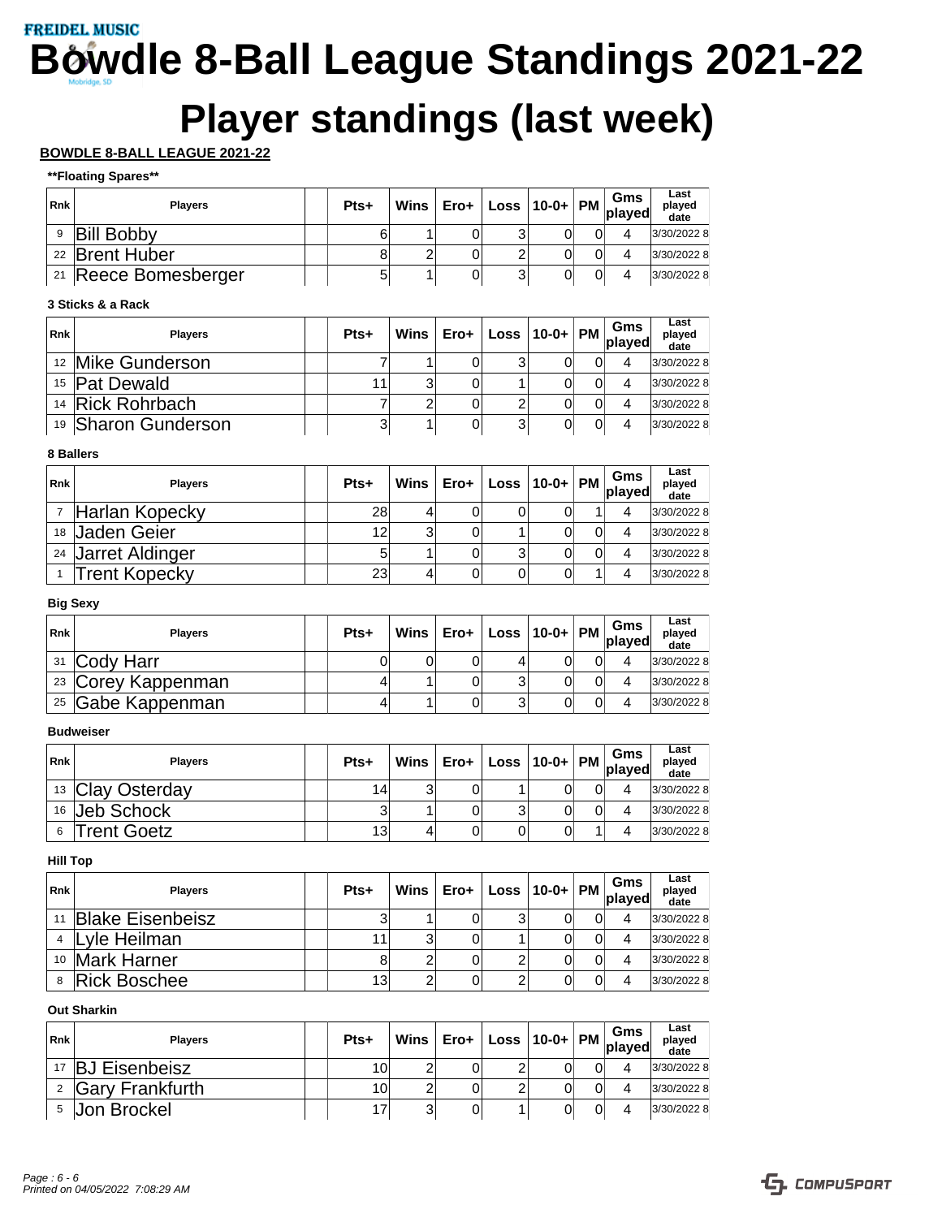# Bowdle 8-Ball League Standings 2021-22

# Player standings (last week)

**BOWDLE 8-BALL LEAGUE 2021-22**

**\*\*Floating Spares\*\***

| Rnk | Players | | Pts+ | Wins | Ero+ | Loss | 10-0+ | PM | Gms played | Last played date |
|---|---|---|---|---|---|---|---|---|---|---|
| 9 | Bill Bobby | | 6 | 1 | 0 | 3 | 0 | 0 | 4 | 3/30/2022 8 |
| 22 | Brent Huber | | 8 | 2 | 0 | 2 | 0 | 0 | 4 | 3/30/2022 8 |
| 21 | Reece Bomesberger | | 5 | 1 | 0 | 3 | 0 | 0 | 4 | 3/30/2022 8 |

**3 Sticks & a Rack**

| Rnk | Players | | Pts+ | Wins | Ero+ | Loss | 10-0+ | PM | Gms played | Last played date |
|---|---|---|---|---|---|---|---|---|---|---|
| 12 | Mike Gunderson | | 7 | 1 | 0 | 3 | 0 | 0 | 4 | 3/30/2022 8 |
| 15 | Pat Dewald | | 11 | 3 | 0 | 1 | 0 | 0 | 4 | 3/30/2022 8 |
| 14 | Rick Rohrbach | | 7 | 2 | 0 | 2 | 0 | 0 | 4 | 3/30/2022 8 |
| 19 | Sharon Gunderson | | 3 | 1 | 0 | 3 | 0 | 0 | 4 | 3/30/2022 8 |

**8 Ballers**

| Rnk | Players | | Pts+ | Wins | Ero+ | Loss | 10-0+ | PM | Gms played | Last played date |
|---|---|---|---|---|---|---|---|---|---|---|
| 7 | Harlan Kopecky | | 28 | 4 | 0 | 0 | 0 | 1 | 4 | 3/30/2022 8 |
| 18 | Jaden Geier | | 12 | 3 | 0 | 1 | 0 | 0 | 4 | 3/30/2022 8 |
| 24 | Jarret Aldinger | | 5 | 1 | 0 | 3 | 0 | 0 | 4 | 3/30/2022 8 |
| 1 | Trent Kopecky | | 23 | 4 | 0 | 0 | 0 | 1 | 4 | 3/30/2022 8 |

**Big Sexy**

| Rnk | Players | | Pts+ | Wins | Ero+ | Loss | 10-0+ | PM | Gms played | Last played date |
|---|---|---|---|---|---|---|---|---|---|---|
| 31 | Cody Harr | | 0 | 0 | 0 | 4 | 0 | 0 | 4 | 3/30/2022 8 |
| 23 | Corey Kappenman | | 4 | 1 | 0 | 3 | 0 | 0 | 4 | 3/30/2022 8 |
| 25 | Gabe Kappenman | | 4 | 1 | 0 | 3 | 0 | 0 | 4 | 3/30/2022 8 |

**Budweiser**

| Rnk | Players | | Pts+ | Wins | Ero+ | Loss | 10-0+ | PM | Gms played | Last played date |
|---|---|---|---|---|---|---|---|---|---|---|
| 13 | Clay Osterday | | 14 | 3 | 0 | 1 | 0 | 0 | 4 | 3/30/2022 8 |
| 16 | Jeb Schock | | 3 | 1 | 0 | 3 | 0 | 0 | 4 | 3/30/2022 8 |
| 6 | Trent Goetz | | 13 | 4 | 0 | 0 | 0 | 1 | 4 | 3/30/2022 8 |

**Hill Top**

| Rnk | Players | | Pts+ | Wins | Ero+ | Loss | 10-0+ | PM | Gms played | Last played date |
|---|---|---|---|---|---|---|---|---|---|---|
| 11 | Blake Eisenbeisz | | 3 | 1 | 0 | 3 | 0 | 0 | 4 | 3/30/2022 8 |
| 4 | Lyle Heilman | | 11 | 3 | 0 | 1 | 0 | 0 | 4 | 3/30/2022 8 |
| 10 | Mark Harner | | 8 | 2 | 0 | 2 | 0 | 0 | 4 | 3/30/2022 8 |
| 8 | Rick Boschee | | 13 | 2 | 0 | 2 | 0 | 0 | 4 | 3/30/2022 8 |

**Out Sharkin**

| Rnk | Players | | Pts+ | Wins | Ero+ | Loss | 10-0+ | PM | Gms played | Last played date |
|---|---|---|---|---|---|---|---|---|---|---|
| 17 | BJ Eisenbeisz | | 10 | 2 | 0 | 2 | 0 | 0 | 4 | 3/30/2022 8 |
| 2 | Gary Frankfurth | | 10 | 2 | 0 | 2 | 0 | 0 | 4 | 3/30/2022 8 |
| 5 | Jon Brockel | | 17 | 3 | 0 | 1 | 0 | 0 | 4 | 3/30/2022 8 |

*Printed on 04/05/2022 7:08:29 AM*